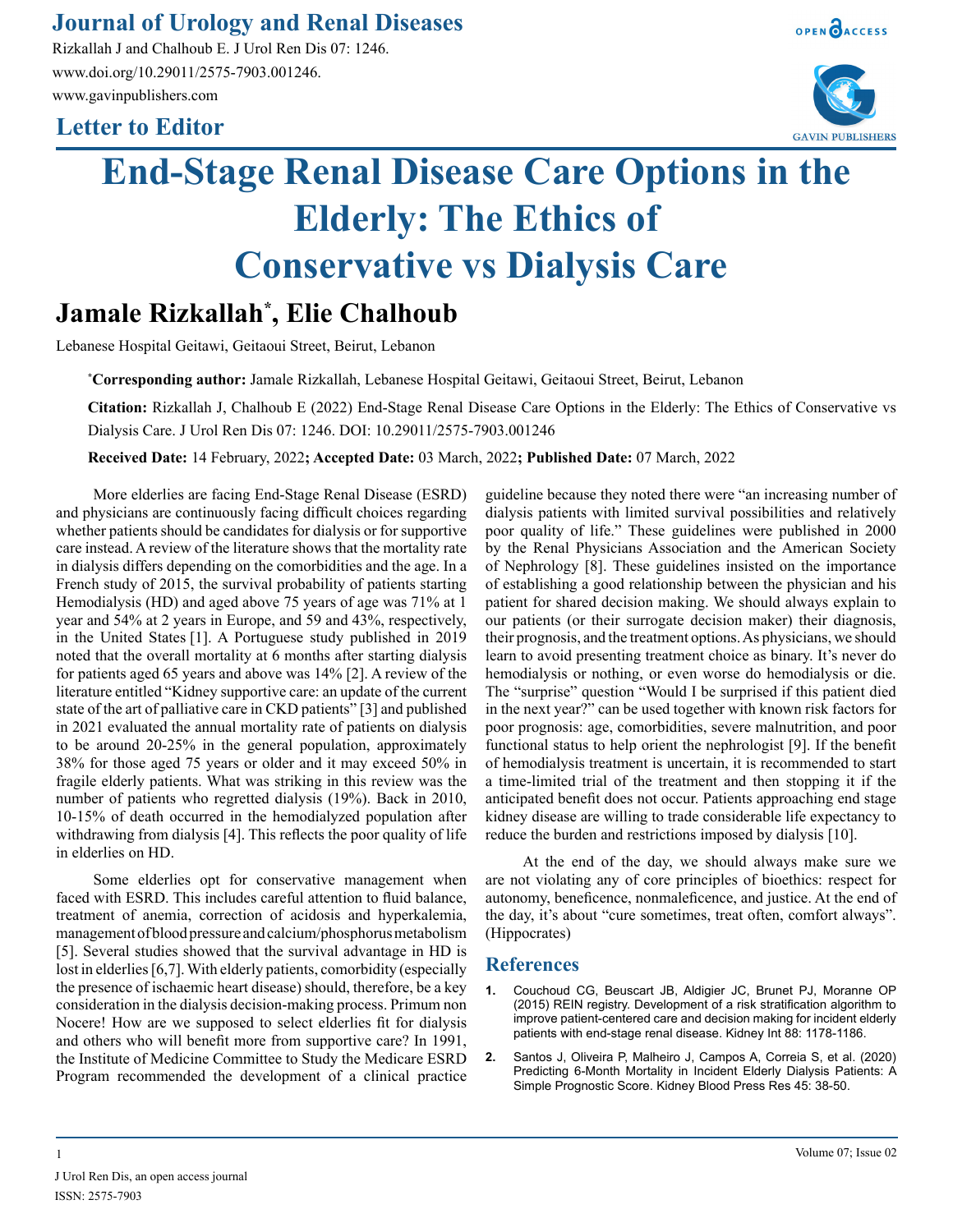Letter to Editor

# End-Stage Renal Disease Care Options in the Elderly: The Ethics of Conservative vs Dialysis Care

## Jamale Rizkallah*, Elie Chalhoub

Lebanese Hospital Geitawi, Geitaoui Street, Beirut, Lebanon

***Corresponding author:** Jamale Rizkallah, Lebanese Hospital Geitawi, Geitaoui Street, Beirut, Lebanon

**Citation:** Rizkallah J, Chalhoub E (2022) End-Stage Renal Disease Care Options in the Elderly: The Ethics of Conservative vs Dialysis Care. J Urol Ren Dis 07: 1246. DOI: 10.29011/2575-7903.001246

**Received Date:** 14 February, 2022**; Accepted Date:** 03 March, 2022**; Published Date:** 07 March, 2022

More elderlies are facing End-Stage Renal Disease (ESRD) and physicians are continuously facing difficult choices regarding whether patients should be candidates for dialysis or for supportive care instead. A review of the literature shows that the mortality rate in dialysis differs depending on the comorbidities and the age. In a French study of 2015, the survival probability of patients starting Hemodialysis (HD) and aged above 75 years of age was 71% at 1 year and 54% at 2 years in Europe, and 59 and 43%, respectively, in the United States [1]. A Portuguese study published in 2019 noted that the overall mortality at 6 months after starting dialysis for patients aged 65 years and above was 14% [2]. A review of the literature entitled "Kidney supportive care: an update of the current state of the art of palliative care in CKD patients" [3] and published in 2021 evaluated the annual mortality rate of patients on dialysis to be around 20-25% in the general population, approximately 38% for those aged 75 years or older and it may exceed 50% in fragile elderly patients. What was striking in this review was the number of patients who regretted dialysis (19%). Back in 2010, 10-15% of death occurred in the hemodialyzed population after withdrawing from dialysis [4]. This reflects the poor quality of life in elderlies on HD.

Some elderlies opt for conservative management when faced with ESRD. This includes careful attention to fluid balance, treatment of anemia, correction of acidosis and hyperkalemia, management of blood pressure and calcium/phosphorus metabolism [5]. Several studies showed that the survival advantage in HD is lost in elderlies [6,7]. With elderly patients, comorbidity (especially the presence of ischaemic heart disease) should, therefore, be a key consideration in the dialysis decision-making process. Primum non Nocere! How are we supposed to select elderlies fit for dialysis and others who will benefit more from supportive care? In 1991, the Institute of Medicine Committee to Study the Medicare ESRD Program recommended the development of a clinical practice guideline because they noted there were "an increasing number of dialysis patients with limited survival possibilities and relatively poor quality of life." These guidelines were published in 2000 by the Renal Physicians Association and the American Society of Nephrology [8]. These guidelines insisted on the importance of establishing a good relationship between the physician and his patient for shared decision making. We should always explain to our patients (or their surrogate decision maker) their diagnosis, their prognosis, and the treatment options. As physicians, we should learn to avoid presenting treatment choice as binary. It's never do hemodialysis or nothing, or even worse do hemodialysis or die. The "surprise" question "Would I be surprised if this patient died in the next year?" can be used together with known risk factors for poor prognosis: age, comorbidities, severe malnutrition, and poor functional status to help orient the nephrologist [9]. If the benefit of hemodialysis treatment is uncertain, it is recommended to start a time-limited trial of the treatment and then stopping it if the anticipated benefit does not occur. Patients approaching end stage kidney disease are willing to trade considerable life expectancy to reduce the burden and restrictions imposed by dialysis [10].

At the end of the day, we should always make sure we are not violating any of core principles of bioethics: respect for autonomy, beneficence, nonmaleficence, and justice. At the end of the day, it's about "cure sometimes, treat often, comfort always". (Hippocrates)

## References

1. Couchoud CG, Beuscart JB, Aldigier JC, Brunet PJ, Moranne OP (2015) REIN registry. Development of a risk stratification algorithm to improve patient-centered care and decision making for incident elderly patients with end-stage renal disease. Kidney Int 88: 1178-1186.

2. Santos J, Oliveira P, Malheiro J, Campos A, Correia S, et al. (2020) Predicting 6-Month Mortality in Incident Elderly Dialysis Patients: A Simple Prognostic Score. Kidney Blood Press Res 45: 38-50.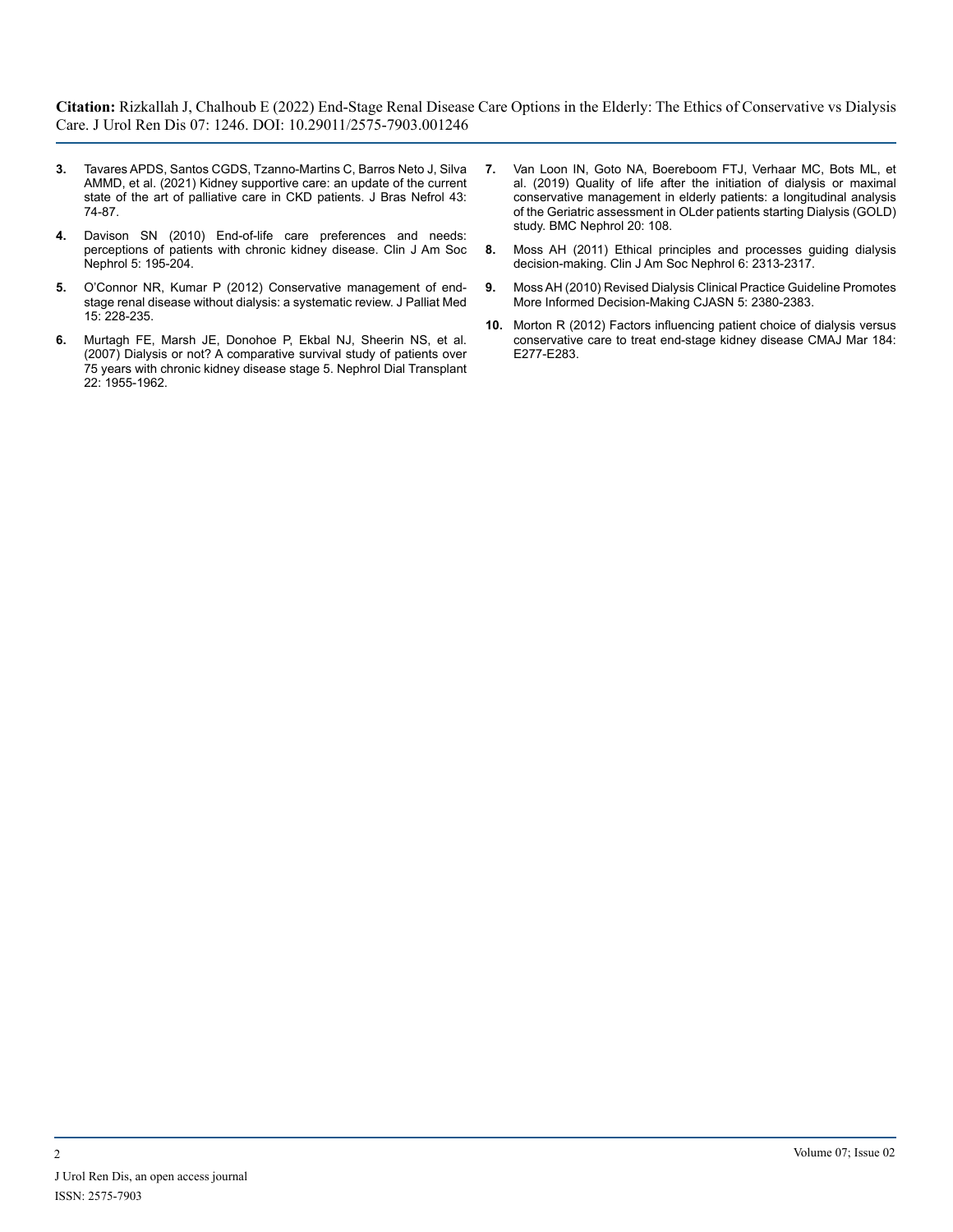3. Tavares APDS, Santos CGDS, Tzanno-Martins C, Barros Neto J, Silva AMMD, et al. (2021) Kidney supportive care: an update of the current state of the art of palliative care in CKD patients. J Bras Nefrol 43: 74-87.

4. Davison SN (2010) End-of-life care preferences and needs: perceptions of patients with chronic kidney disease. Clin J Am Soc Nephrol 5: 195-204.

5. O'Connor NR, Kumar P (2012) Conservative management of end-stage renal disease without dialysis: a systematic review. J Palliat Med 15: 228-235.

6. Murtagh FE, Marsh JE, Donohoe P, Ekbal NJ, Sheerin NS, et al. (2007) Dialysis or not? A comparative survival study of patients over 75 years with chronic kidney disease stage 5. Nephrol Dial Transplant 22: 1955-1962.

7. Van Loon IN, Goto NA, Boereboom FTJ, Verhaar MC, Bots ML, et al. (2019) Quality of life after the initiation of dialysis or maximal conservative management in elderly patients: a longitudinal analysis of the Geriatric assessment in OLder patients starting Dialysis (GOLD) study. BMC Nephrol 20: 108.

8. Moss AH (2011) Ethical principles and processes guiding dialysis decision-making. Clin J Am Soc Nephrol 6: 2313-2317.

9. Moss AH (2010) Revised Dialysis Clinical Practice Guideline Promotes More Informed Decision-Making CJASN 5: 2380-2383.

10. Morton R (2012) Factors influencing patient choice of dialysis versus conservative care to treat end-stage kidney disease CMAJ Mar 184: E277-E283.